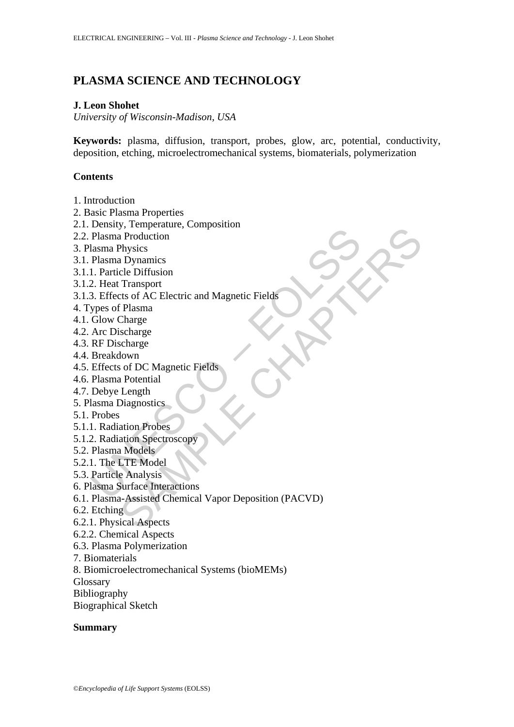# PLASMA SCIENCE AND TECHNOLOGY

**J. Leon Shohet**
*University of Wisconsin-Madison, USA*

**Keywords:** plasma, diffusion, transport, probes, glow, arc, potential, conductivity, deposition, etching, microelectromechanical systems, biomaterials, polymerization

## Contents

1. Introduction
2. Basic Plasma Properties
2.1. Density, Temperature, Composition
2.2. Plasma Production
3. Plasma Physics
3.1. Plasma Dynamics
3.1.1. Particle Diffusion
3.1.2. Heat Transport
3.1.3. Effects of AC Electric and Magnetic Fields
4. Types of Plasma
4.1. Glow Charge
4.2. Arc Discharge
4.3. RF Discharge
4.4. Breakdown
4.5. Effects of DC Magnetic Fields
4.6. Plasma Potential
4.7. Debye Length
5. Plasma Diagnostics
5.1. Probes
5.1.1. Radiation Probes
5.1.2. Radiation Spectroscopy
5.2. Plasma Models
5.2.1. The LTE Model
5.3. Particle Analysis
6. Plasma Surface Interactions
6.1. Plasma-Assisted Chemical Vapor Deposition (PACVD)
6.2. Etching
6.2.1. Physical Aspects
6.2.2. Chemical Aspects
6.3. Plasma Polymerization
7. Biomaterials
8. Biomicroelectromechanical Systems (bioMEMs)
Glossary
Bibliography
Biographical Sketch

## Summary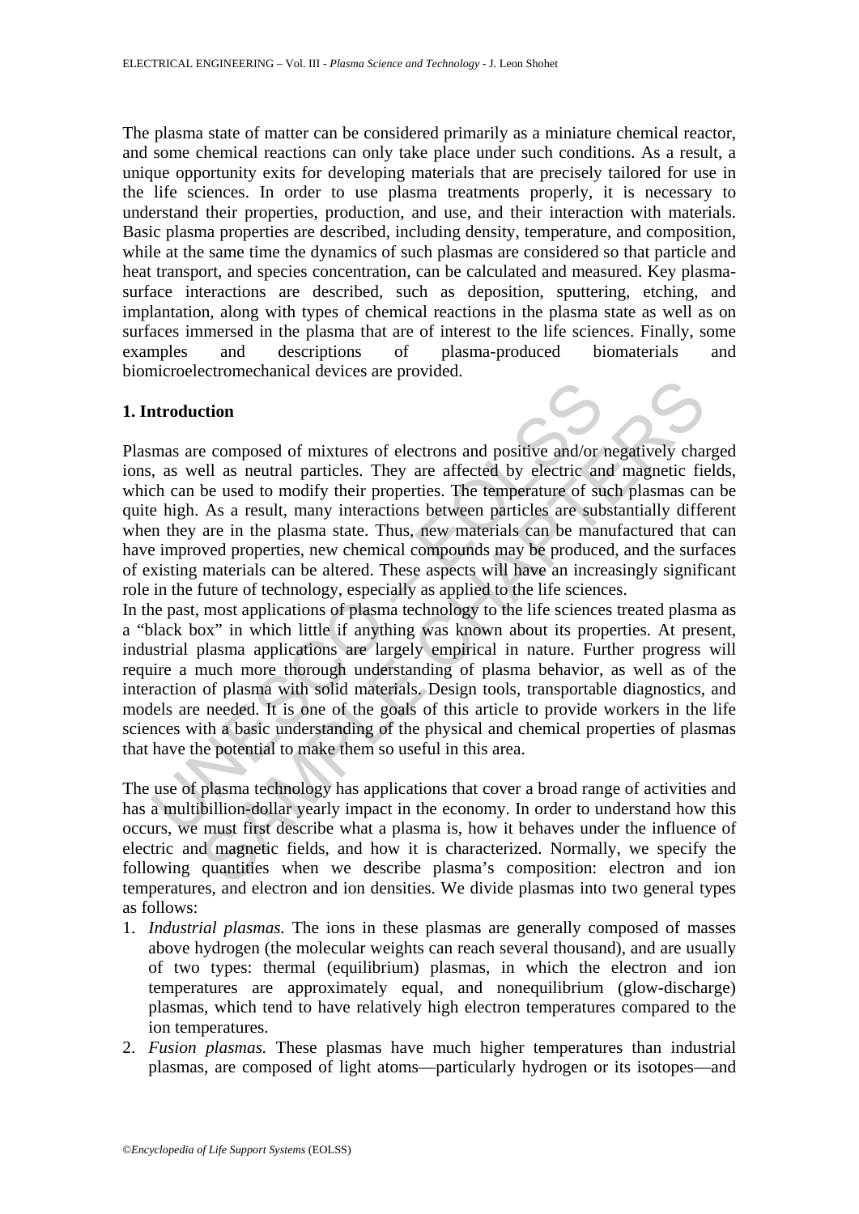The plasma state of matter can be considered primarily as a miniature chemical reactor, and some chemical reactions can only take place under such conditions. As a result, a unique opportunity exits for developing materials that are precisely tailored for use in the life sciences. In order to use plasma treatments properly, it is necessary to understand their properties, production, and use, and their interaction with materials. Basic plasma properties are described, including density, temperature, and composition, while at the same time the dynamics of such plasmas are considered so that particle and heat transport, and species concentration, can be calculated and measured. Key plasma-surface interactions are described, such as deposition, sputtering, etching, and implantation, along with types of chemical reactions in the plasma state as well as on surfaces immersed in the plasma that are of interest to the life sciences. Finally, some examples and descriptions of plasma-produced biomaterials and biomicroelectromechanical devices are provided.

## 1. Introduction

Plasmas are composed of mixtures of electrons and positive and/or negatively charged ions, as well as neutral particles. They are affected by electric and magnetic fields, which can be used to modify their properties. The temperature of such plasmas can be quite high. As a result, many interactions between particles are substantially different when they are in the plasma state. Thus, new materials can be manufactured that can have improved properties, new chemical compounds may be produced, and the surfaces of existing materials can be altered. These aspects will have an increasingly significant role in the future of technology, especially as applied to the life sciences.

In the past, most applications of plasma technology to the life sciences treated plasma as a "black box" in which little if anything was known about its properties. At present, industrial plasma applications are largely empirical in nature. Further progress will require a much more thorough understanding of plasma behavior, as well as of the interaction of plasma with solid materials. Design tools, transportable diagnostics, and models are needed. It is one of the goals of this article to provide workers in the life sciences with a basic understanding of the physical and chemical properties of plasmas that have the potential to make them so useful in this area.

The use of plasma technology has applications that cover a broad range of activities and has a multibillion-dollar yearly impact in the economy. In order to understand how this occurs, we must first describe what a plasma is, how it behaves under the influence of electric and magnetic fields, and how it is characterized. Normally, we specify the following quantities when we describe plasma's composition: electron and ion temperatures, and electron and ion densities. We divide plasmas into two general types as follows:

1. *Industrial plasmas.* The ions in these plasmas are generally composed of masses above hydrogen (the molecular weights can reach several thousand), and are usually of two types: thermal (equilibrium) plasmas, in which the electron and ion temperatures are approximately equal, and nonequilibrium (glow-discharge) plasmas, which tend to have relatively high electron temperatures compared to the ion temperatures.
2. *Fusion plasmas.* These plasmas have much higher temperatures than industrial plasmas, are composed of light atoms—particularly hydrogen or its isotopes—and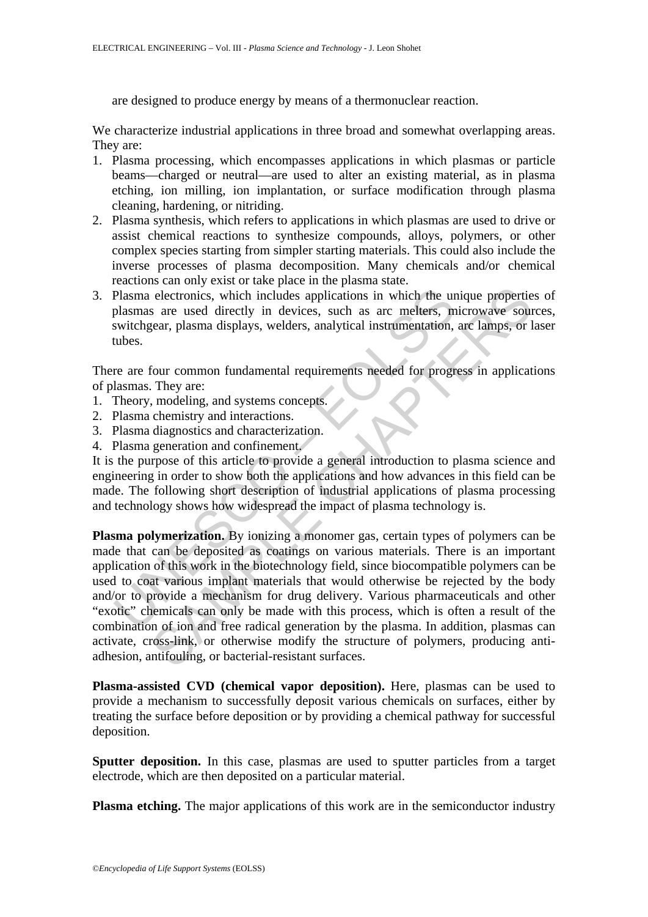are designed to produce energy by means of a thermonuclear reaction.

We characterize industrial applications in three broad and somewhat overlapping areas. They are:

1. Plasma processing, which encompasses applications in which plasmas or particle beams—charged or neutral—are used to alter an existing material, as in plasma etching, ion milling, ion implantation, or surface modification through plasma cleaning, hardening, or nitriding.
2. Plasma synthesis, which refers to applications in which plasmas are used to drive or assist chemical reactions to synthesize compounds, alloys, polymers, or other complex species starting from simpler starting materials. This could also include the inverse processes of plasma decomposition. Many chemicals and/or chemical reactions can only exist or take place in the plasma state.
3. Plasma electronics, which includes applications in which the unique properties of plasmas are used directly in devices, such as arc melters, microwave sources, switchgear, plasma displays, welders, analytical instrumentation, arc lamps, or laser tubes.

There are four common fundamental requirements needed for progress in applications of plasmas. They are:

1. Theory, modeling, and systems concepts.
2. Plasma chemistry and interactions.
3. Plasma diagnostics and characterization.
4. Plasma generation and confinement.

It is the purpose of this article to provide a general introduction to plasma science and engineering in order to show both the applications and how advances in this field can be made. The following short description of industrial applications of plasma processing and technology shows how widespread the impact of plasma technology is.

**Plasma polymerization.** By ionizing a monomer gas, certain types of polymers can be made that can be deposited as coatings on various materials. There is an important application of this work in the biotechnology field, since biocompatible polymers can be used to coat various implant materials that would otherwise be rejected by the body and/or to provide a mechanism for drug delivery. Various pharmaceuticals and other "exotic" chemicals can only be made with this process, which is often a result of the combination of ion and free radical generation by the plasma. In addition, plasmas can activate, cross-link, or otherwise modify the structure of polymers, producing anti-adhesion, antifouling, or bacterial-resistant surfaces.

**Plasma-assisted CVD (chemical vapor deposition).** Here, plasmas can be used to provide a mechanism to successfully deposit various chemicals on surfaces, either by treating the surface before deposition or by providing a chemical pathway for successful deposition.

**Sputter deposition.** In this case, plasmas are used to sputter particles from a target electrode, which are then deposited on a particular material.

**Plasma etching.** The major applications of this work are in the semiconductor industry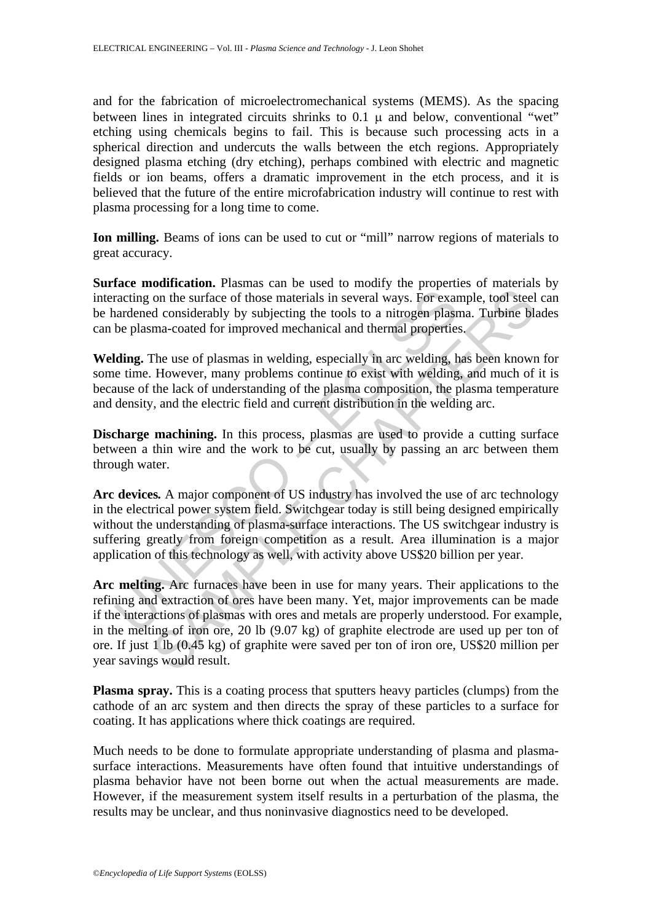and for the fabrication of microelectromechanical systems (MEMS). As the spacing between lines in integrated circuits shrinks to 0.1 μ and below, conventional "wet" etching using chemicals begins to fail. This is because such processing acts in a spherical direction and undercuts the walls between the etch regions. Appropriately designed plasma etching (dry etching), perhaps combined with electric and magnetic fields or ion beams, offers a dramatic improvement in the etch process, and it is believed that the future of the entire microfabrication industry will continue to rest with plasma processing for a long time to come.

**Ion milling.** Beams of ions can be used to cut or "mill" narrow regions of materials to great accuracy.

**Surface modification.** Plasmas can be used to modify the properties of materials by interacting on the surface of those materials in several ways. For example, tool steel can be hardened considerably by subjecting the tools to a nitrogen plasma. Turbine blades can be plasma-coated for improved mechanical and thermal properties.

**Welding.** The use of plasmas in welding, especially in arc welding, has been known for some time. However, many problems continue to exist with welding, and much of it is because of the lack of understanding of the plasma composition, the plasma temperature and density, and the electric field and current distribution in the welding arc.

**Discharge machining.** In this process, plasmas are used to provide a cutting surface between a thin wire and the work to be cut, usually by passing an arc between them through water.

**Arc devices.** A major component of US industry has involved the use of arc technology in the electrical power system field. Switchgear today is still being designed empirically without the understanding of plasma-surface interactions. The US switchgear industry is suffering greatly from foreign competition as a result. Area illumination is a major application of this technology as well, with activity above US$20 billion per year.

**Arc melting.** Arc furnaces have been in use for many years. Their applications to the refining and extraction of ores have been many. Yet, major improvements can be made if the interactions of plasmas with ores and metals are properly understood. For example, in the melting of iron ore, 20 lb (9.07 kg) of graphite electrode are used up per ton of ore. If just 1 lb (0.45 kg) of graphite were saved per ton of iron ore, US$20 million per year savings would result.

**Plasma spray.** This is a coating process that sputters heavy particles (clumps) from the cathode of an arc system and then directs the spray of these particles to a surface for coating. It has applications where thick coatings are required.

Much needs to be done to formulate appropriate understanding of plasma and plasma-surface interactions. Measurements have often found that intuitive understandings of plasma behavior have not been borne out when the actual measurements are made. However, if the measurement system itself results in a perturbation of the plasma, the results may be unclear, and thus noninvasive diagnostics need to be developed.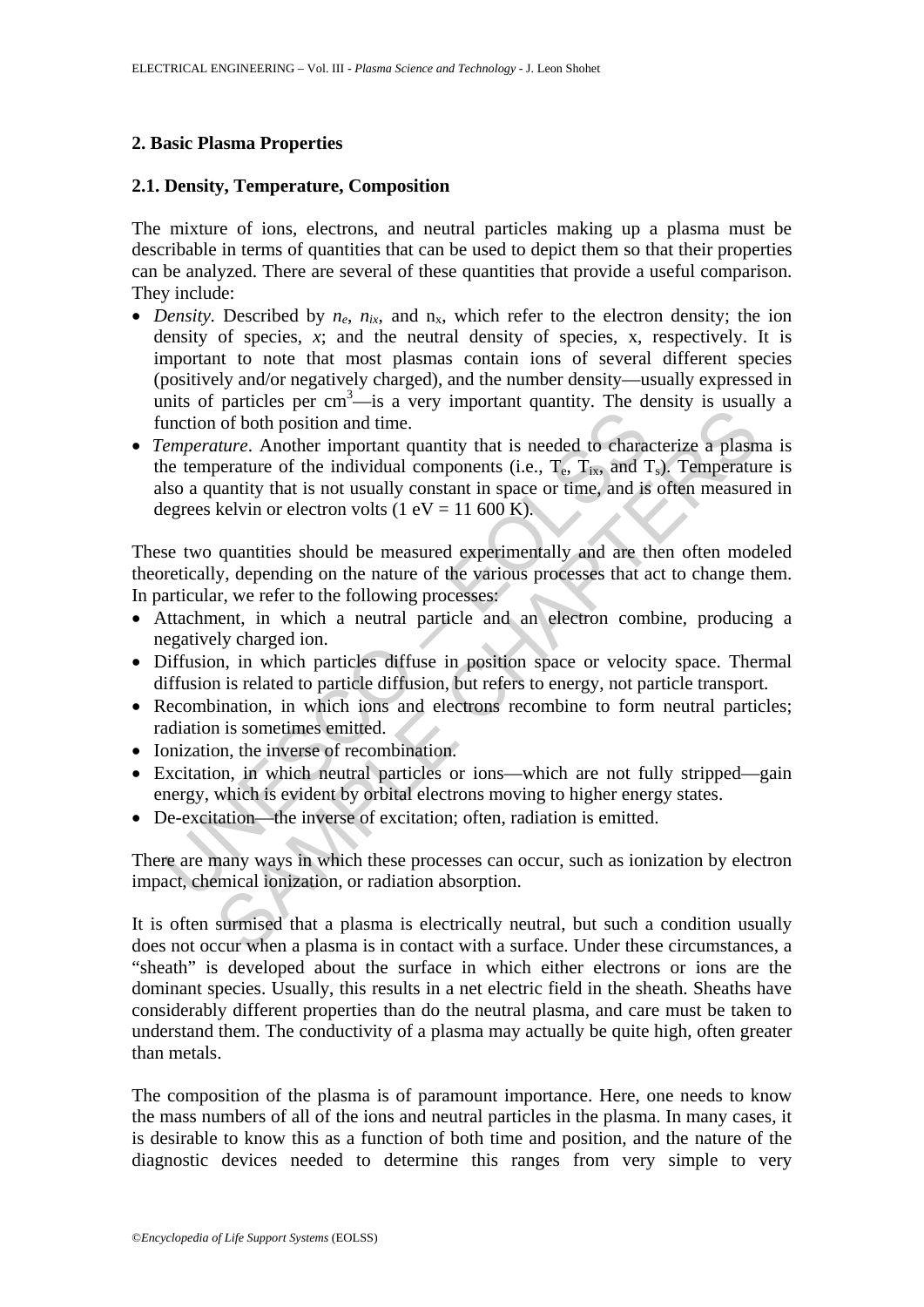## 2. Basic Plasma Properties

### 2.1. Density, Temperature, Composition

The mixture of ions, electrons, and neutral particles making up a plasma must be describable in terms of quantities that can be used to depict them so that their properties can be analyzed. There are several of these quantities that provide a useful comparison. They include:

- *Density.* Described by $n_e$, $n_{ix}$, and $n_x$, which refer to the electron density; the ion density of species, *x*; and the neutral density of species, x, respectively. It is important to note that most plasmas contain ions of several different species (positively and/or negatively charged), and the number density—usually expressed in units of particles per $cm^3$—is a very important quantity. The density is usually a function of both position and time.
- *Temperature*. Another important quantity that is needed to characterize a plasma is the temperature of the individual components (i.e., $T_e$, $T_{ix}$, and $T_s$). Temperature is also a quantity that is not usually constant in space or time, and is often measured in degrees kelvin or electron volts (1 eV = 11 600 K).

These two quantities should be measured experimentally and are then often modeled theoretically, depending on the nature of the various processes that act to change them. In particular, we refer to the following processes:

- Attachment, in which a neutral particle and an electron combine, producing a negatively charged ion.
- Diffusion, in which particles diffuse in position space or velocity space. Thermal diffusion is related to particle diffusion, but refers to energy, not particle transport.
- Recombination, in which ions and electrons recombine to form neutral particles; radiation is sometimes emitted.
- Ionization, the inverse of recombination.
- Excitation, in which neutral particles or ions—which are not fully stripped—gain energy, which is evident by orbital electrons moving to higher energy states.
- De-excitation—the inverse of excitation; often, radiation is emitted.

There are many ways in which these processes can occur, such as ionization by electron impact, chemical ionization, or radiation absorption.

It is often surmised that a plasma is electrically neutral, but such a condition usually does not occur when a plasma is in contact with a surface. Under these circumstances, a "sheath" is developed about the surface in which either electrons or ions are the dominant species. Usually, this results in a net electric field in the sheath. Sheaths have considerably different properties than do the neutral plasma, and care must be taken to understand them. The conductivity of a plasma may actually be quite high, often greater than metals.

The composition of the plasma is of paramount importance. Here, one needs to know the mass numbers of all of the ions and neutral particles in the plasma. In many cases, it is desirable to know this as a function of both time and position, and the nature of the diagnostic devices needed to determine this ranges from very simple to very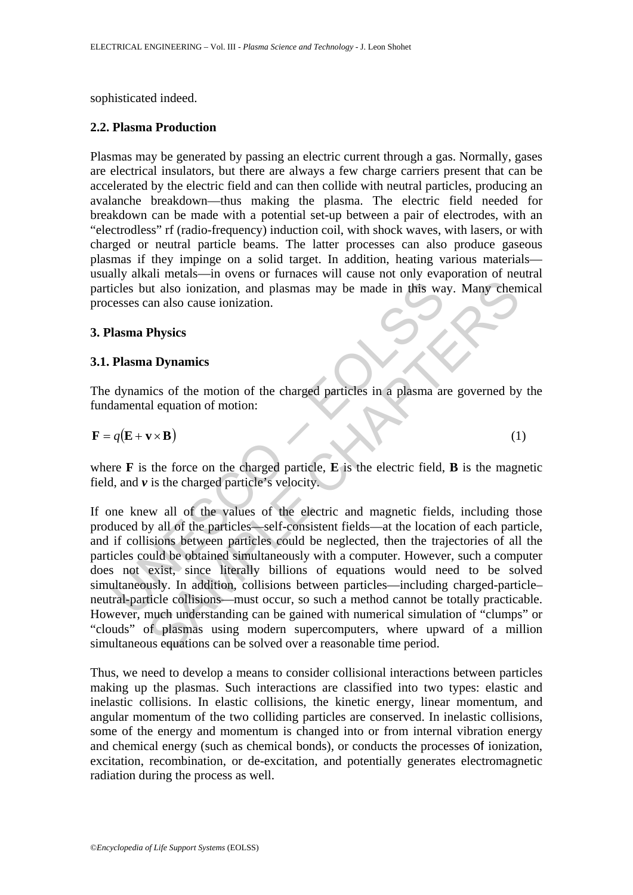sophisticated indeed.

### 2.2. Plasma Production

Plasmas may be generated by passing an electric current through a gas. Normally, gases are electrical insulators, but there are always a few charge carriers present that can be accelerated by the electric field and can then collide with neutral particles, producing an avalanche breakdown—thus making the plasma. The electric field needed for breakdown can be made with a potential set-up between a pair of electrodes, with an "electrodless" rf (radio-frequency) induction coil, with shock waves, with lasers, or with charged or neutral particle beams. The latter processes can also produce gaseous plasmas if they impinge on a solid target. In addition, heating various materials—usually alkali metals—in ovens or furnaces will cause not only evaporation of neutral particles but also ionization, and plasmas may be made in this way. Many chemical processes can also cause ionization.

## 3. Plasma Physics

### 3.1. Plasma Dynamics

The dynamics of the motion of the charged particles in a plasma are governed by the fundamental equation of motion:

$$\mathbf{F} = q(\mathbf{E} + \mathbf{v} \times \mathbf{B}) \qquad (1)$$

where **F** is the force on the charged particle, **E** is the electric field, **B** is the magnetic field, and ***v*** is the charged particle's velocity.

If one knew all of the values of the electric and magnetic fields, including those produced by all of the particles—self-consistent fields—at the location of each particle, and if collisions between particles could be neglected, then the trajectories of all the particles could be obtained simultaneously with a computer. However, such a computer does not exist, since literally billions of equations would need to be solved simultaneously. In addition, collisions between particles—including charged-particle–neutral-particle collisions—must occur, so such a method cannot be totally practicable. However, much understanding can be gained with numerical simulation of "clumps" or "clouds" of plasmas using modern supercomputers, where upward of a million simultaneous equations can be solved over a reasonable time period.

Thus, we need to develop a means to consider collisional interactions between particles making up the plasmas. Such interactions are classified into two types: elastic and inelastic collisions. In elastic collisions, the kinetic energy, linear momentum, and angular momentum of the two colliding particles are conserved. In inelastic collisions, some of the energy and momentum is changed into or from internal vibration energy and chemical energy (such as chemical bonds), or conducts the processes of ionization, excitation, recombination, or de-excitation, and potentially generates electromagnetic radiation during the process as well.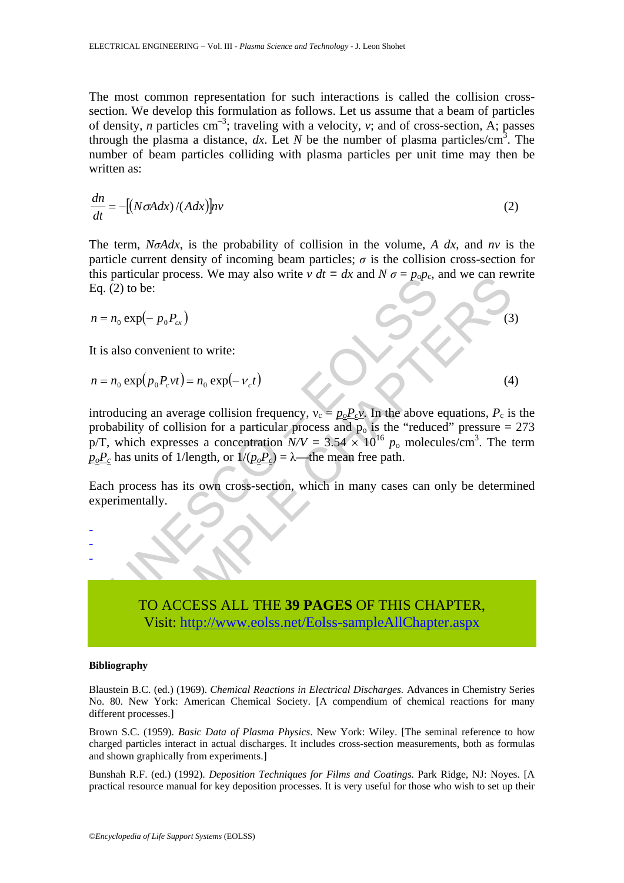The most common representation for such interactions is called the collision cross-section. We develop this formulation as follows. Let us assume that a beam of particles of density, $n$ particles cm$^{-3}$; traveling with a velocity, $v$; and of cross-section, A; passes through the plasma a distance, $dx$. Let $N$ be the number of plasma particles/cm$^3$. The number of beam particles colliding with plasma particles per unit time may then be written as:

$$\frac{dn}{dt} = -[(N\sigma Adx)/(Adx)]nv \tag{2}$$

The term, $N\sigma Adx$, is the probability of collision in the volume, $A\ dx$, and $nv$ is the particle current density of incoming beam particles; $\sigma$ is the collision cross-section for this particular process. We may also write $v\ dt = dx$ and $N\ \sigma = p_o p_c$, and we can rewrite Eq. (2) to be:

$$n = n_0 \exp(-\ p_0 P_{cx}) \tag{3}$$

It is also convenient to write:

$$n = n_0 \exp(p_0 P_c vt) = n_0 \exp(-\ \nu_c t) \tag{4}$$

introducing an average collision frequency, $\nu_c = \underline{p_o P_c v}$. In the above equations, $P_c$ is the probability of collision for a particular process and $p_o$ is the "reduced" pressure = 273 p/T, which expresses a concentration $N/V = 3.54 \times 10^{16}\ p_o$ molecules/cm$^3$. The term $\underline{p_o P_c}$ has units of 1/length, or $1/(\underline{p_o P_c}) = \lambda$—the mean free path.

Each process has its own cross-section, which in many cases can only be determined experimentally.

-
-
-

TO ACCESS ALL THE **39 PAGES** OF THIS CHAPTER,
Visit: http://www.eolss.net/Eolss-sampleAllChapter.aspx

**Bibliography**

Blaustein B.C. (ed.) (1969). *Chemical Reactions in Electrical Discharges.* Advances in Chemistry Series No. 80. New York: American Chemical Society. [A compendium of chemical reactions for many different processes.]

Brown S.C. (1959). *Basic Data of Plasma Physics*. New York: Wiley. [The seminal reference to how charged particles interact in actual discharges. It includes cross-section measurements, both as formulas and shown graphically from experiments.]

Bunshah R.F. (ed.) (1992). *Deposition Techniques for Films and Coatings.* Park Ridge, NJ: Noyes. [A practical resource manual for key deposition processes. It is very useful for those who wish to set up their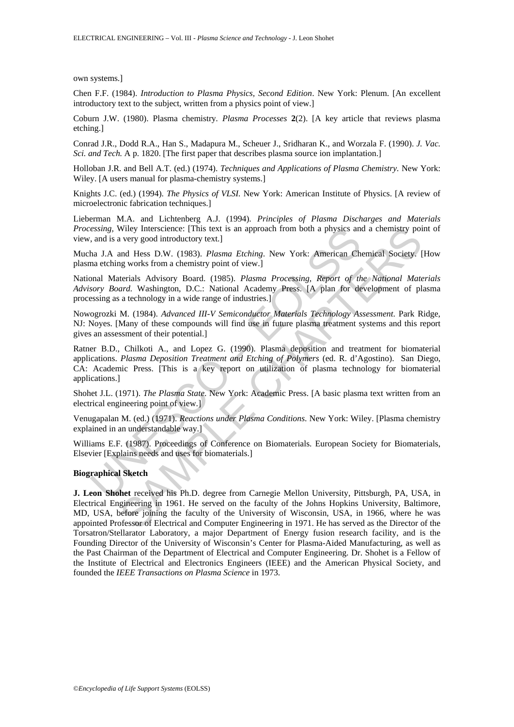own systems.]

Chen F.F. (1984). *Introduction to Plasma Physics, Second Edition*. New York: Plenum. [An excellent introductory text to the subject, written from a physics point of view.]

Coburn J.W. (1980). Plasma chemistry. *Plasma Processes* **2**(2). [A key article that reviews plasma etching.]

Conrad J.R., Dodd R.A., Han S., Madapura M., Scheuer J., Sridharan K., and Worzala F. (1990). *J. Vac. Sci. and Tech.* A p. 1820. [The first paper that describes plasma source ion implantation.]

Holloban J.R. and Bell A.T. (ed.) (1974). *Techniques and Applications of Plasma Chemistry*. New York: Wiley. [A users manual for plasma-chemistry systems.]

Knights J.C. (ed.) (1994). *The Physics of VLSI*. New York: American Institute of Physics. [A review of microelectronic fabrication techniques.]

Lieberman M.A. and Lichtenberg A.J. (1994). *Principles of Plasma Discharges and Materials Processing*, Wiley Interscience: [This text is an approach from both a physics and a chemistry point of view, and is a very good introductory text.]

Mucha J.A and Hess D.W. (1983). *Plasma Etching*. New York: American Chemical Society. [How plasma etching works from a chemistry point of view.]

National Materials Advisory Board. (1985). *Plasma Processing, Report of the National Materials Advisory Board.* Washington, D.C.: National Academy Press. [A plan for development of plasma processing as a technology in a wide range of industries.]

Nowogrozki M. (1984). *Advanced III-V Semiconductor Materials Technology Assessment*. Park Ridge, NJ: Noyes. [Many of these compounds will find use in future plasma treatment systems and this report gives an assessment of their potential.]

Ratner B.D., Chilkoti A., and Lopez G. (1990). Plasma deposition and treatment for biomaterial applications. *Plasma Deposition Treatment and Etching of Polymers* (ed. R. d'Agostino). San Diego, CA: Academic Press. [This is a key report on utilization of plasma technology for biomaterial applications.]

Shohet J.L. (1971). *The Plasma State*. New York: Academic Press. [A basic plasma text written from an electrical engineering point of view.]

Venugapalan M. (ed.) (1971). *Reactions under Plasma Conditions*. New York: Wiley. [Plasma chemistry explained in an understandable way.]

Williams E.F. (1987). Proceedings of Conference on Biomaterials. European Society for Biomaterials, Elsevier [Explains needs and uses for biomaterials.]

**Biographical Sketch**

**J. Leon Shohet** received his Ph.D. degree from Carnegie Mellon University, Pittsburgh, PA, USA, in Electrical Engineering in 1961. He served on the faculty of the Johns Hopkins University, Baltimore, MD, USA, before joining the faculty of the University of Wisconsin, USA, in 1966, where he was appointed Professor of Electrical and Computer Engineering in 1971. He has served as the Director of the Torsatron/Stellarator Laboratory, a major Department of Energy fusion research facility, and is the Founding Director of the University of Wisconsin's Center for Plasma-Aided Manufacturing, as well as the Past Chairman of the Department of Electrical and Computer Engineering. Dr. Shohet is a Fellow of the Institute of Electrical and Electronics Engineers (IEEE) and the American Physical Society, and founded the *IEEE Transactions on Plasma Science* in 1973.